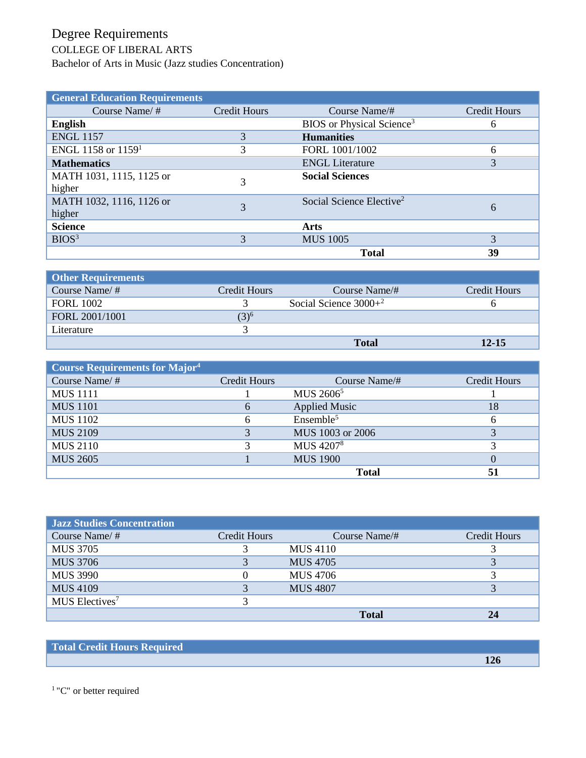# Degree Requirements

COLLEGE OF LIBERAL ARTS

Bachelor of Arts in Music (Jazz studies Concentration)

| General Education Requirements | | | |
|---|---|---|---|
| Course Name/ # | Credit Hours | Course Name/# | Credit Hours |
| **English** | | BIOS or Physical Science[3] | 6 |
| ENGL 1157 | 3 | **Humanities** | |
| ENGL 1158 or 1159[1] | 3 | FORL 1001/1002 | 6 |
| **Mathematics** | | ENGL Literature | 3 |
| MATH 1031, 1115, 1125 or higher | 3 | **Social Sciences** | |
| MATH 1032, 1116, 1126 or higher | 3 | Social Science Elective[2] | 6 |
| **Science** | | **Arts** | |
| BIOS[3] | 3 | MUS 1005 | 3 |
| | | **Total** | **39** |

| Other Requirements | | | |
|---|---|---|---|
| Course Name/ # | Credit Hours | Course Name/# | Credit Hours |
| FORL 1002 | 3 | Social Science 3000+[2] | 6 |
| FORL 2001/1001 | (3)[6] | | |
| Literature | 3 | | |
| | | **Total** | **12-15** |

| Course Requirements for Major[4] | | | |
|---|---|---|---|
| Course Name/ # | Credit Hours | Course Name/# | Credit Hours |
| MUS 1111 | 1 | MUS 2606[5] | 1 |
| MUS 1101 | 6 | Applied Music | 18 |
| MUS 1102 | 6 | Ensemble[5] | 6 |
| MUS 2109 | 3 | MUS 1003 or 2006 | 3 |
| MUS 2110 | 3 | MUS 4207[8] | 3 |
| MUS 2605 | 1 | MUS 1900 | 0 |
| | | **Total** | **51** |

| Jazz Studies Concentration | | | |
|---|---|---|---|
| Course Name/ # | Credit Hours | Course Name/# | Credit Hours |
| MUS 3705 | 3 | MUS 4110 | 3 |
| MUS 3706 | 3 | MUS 4705 | 3 |
| MUS 3990 | 0 | MUS 4706 | 3 |
| MUS 4109 | 3 | MUS 4807 | 3 |
| MUS Electives[7] | 3 | | |
| | | **Total** | **24** |

| Total Credit Hours Required | |
|---|---|
| | **126** |

[1] "C" or better required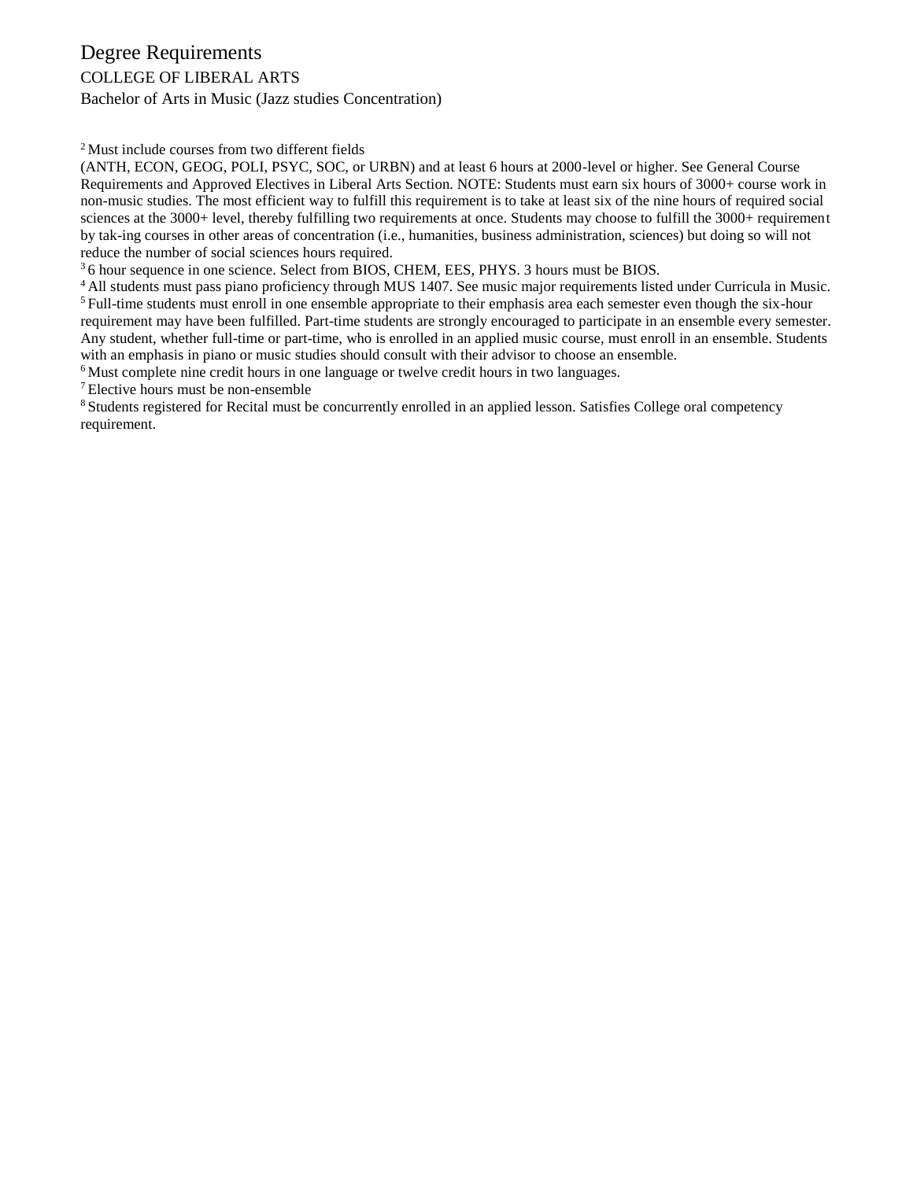# Degree Requirements

COLLEGE OF LIBERAL ARTS

Bachelor of Arts in Music (Jazz studies Concentration)

[2] Must include courses from two different fields (ANTH, ECON, GEOG, POLI, PSYC, SOC, or URBN) and at least 6 hours at 2000-level or higher. See General Course Requirements and Approved Electives in Liberal Arts Section. NOTE: Students must earn six hours of 3000+ course work in non-music studies. The most efficient way to fulfill this requirement is to take at least six of the nine hours of required social sciences at the 3000+ level, thereby fulfilling two requirements at once. Students may choose to fulfill the 3000+ requirement by tak-ing courses in other areas of concentration (i.e., humanities, business administration, sciences) but doing so will not reduce the number of social sciences hours required.

[3] 6 hour sequence in one science. Select from BIOS, CHEM, EES, PHYS. 3 hours must be BIOS.

[4] All students must pass piano proficiency through MUS 1407. See music major requirements listed under Curricula in Music.

[5] Full-time students must enroll in one ensemble appropriate to their emphasis area each semester even though the six-hour requirement may have been fulfilled. Part-time students are strongly encouraged to participate in an ensemble every semester. Any student, whether full-time or part-time, who is enrolled in an applied music course, must enroll in an ensemble. Students with an emphasis in piano or music studies should consult with their advisor to choose an ensemble.

[6] Must complete nine credit hours in one language or twelve credit hours in two languages.

[7] Elective hours must be non-ensemble

[8] Students registered for Recital must be concurrently enrolled in an applied lesson. Satisfies College oral competency requirement.